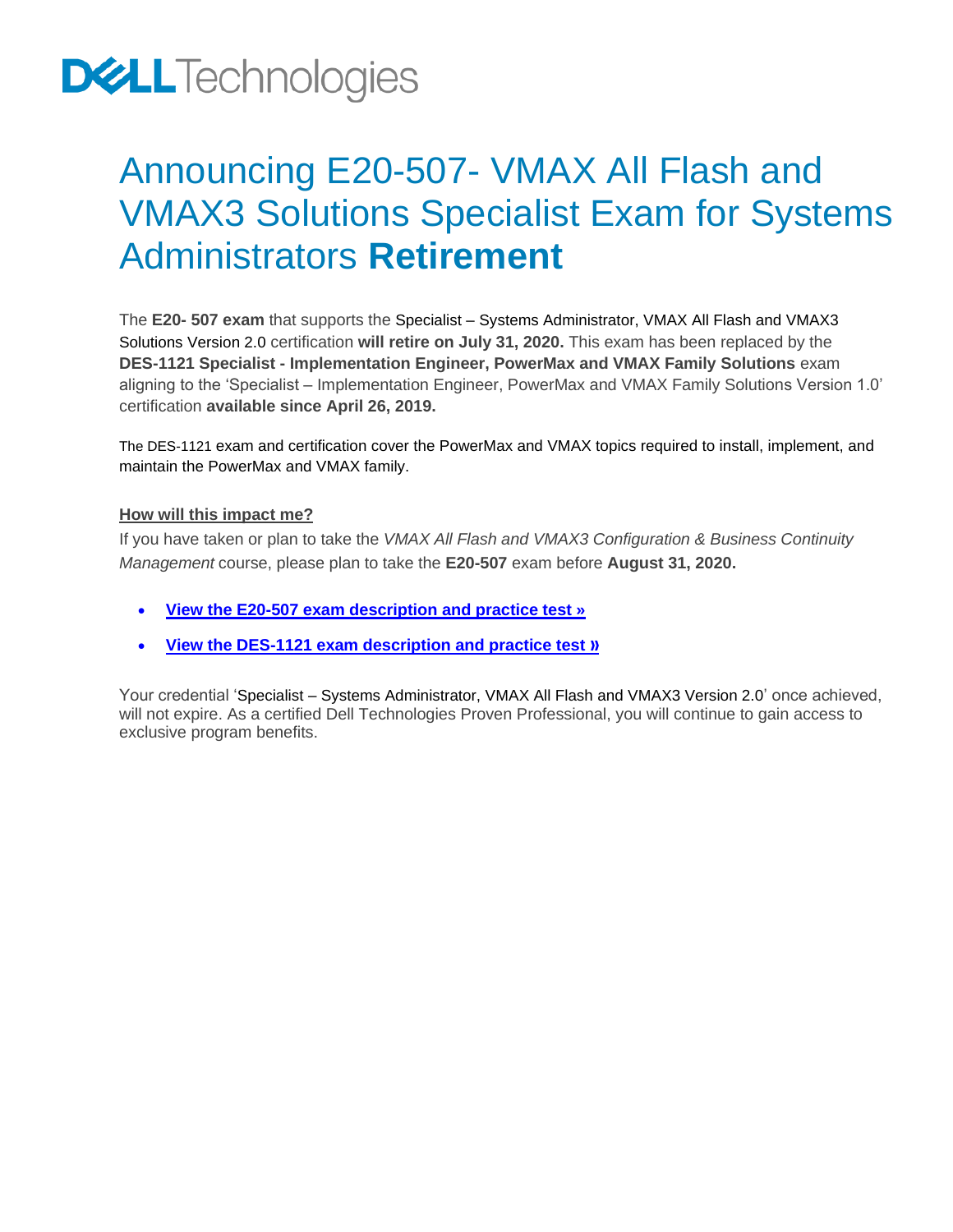# Announcing E20-507- VMAX All Flash and VMAX3 Solutions Specialist Exam for Systems Administrators **Retirement**

The **E20- 507 exam** that supports the Specialist – Systems Administrator, VMAX All Flash and VMAX3 Solutions Version 2.0 certification **will retire on July 31, 2020.** This exam has been replaced by the **DES-1121 Specialist - Implementation Engineer, PowerMax and VMAX Family Solutions** exam aligning to the 'Specialist – Implementation Engineer, PowerMax and VMAX Family Solutions Version 1.0' certification **available since April 26, 2019.**

The DES-1121 exam and certification cover the PowerMax and VMAX topics required to install, implement, and maintain the PowerMax and VMAX family.

**How will this impact me?**

If you have taken or plan to take the *VMAX All Flash and VMAX3 Configuration & Business Continuity Management* course, please plan to take the **E20-507** exam before **August 31, 2020.**

- **View the E20-507 exam description and practice test »**
- **View the DES-1121 exam description and practice test »**

Your credential 'Specialist – Systems Administrator, VMAX All Flash and VMAX3 Version 2.0' once achieved, will not expire. As a certified Dell Technologies Proven Professional, you will continue to gain access to exclusive program benefits.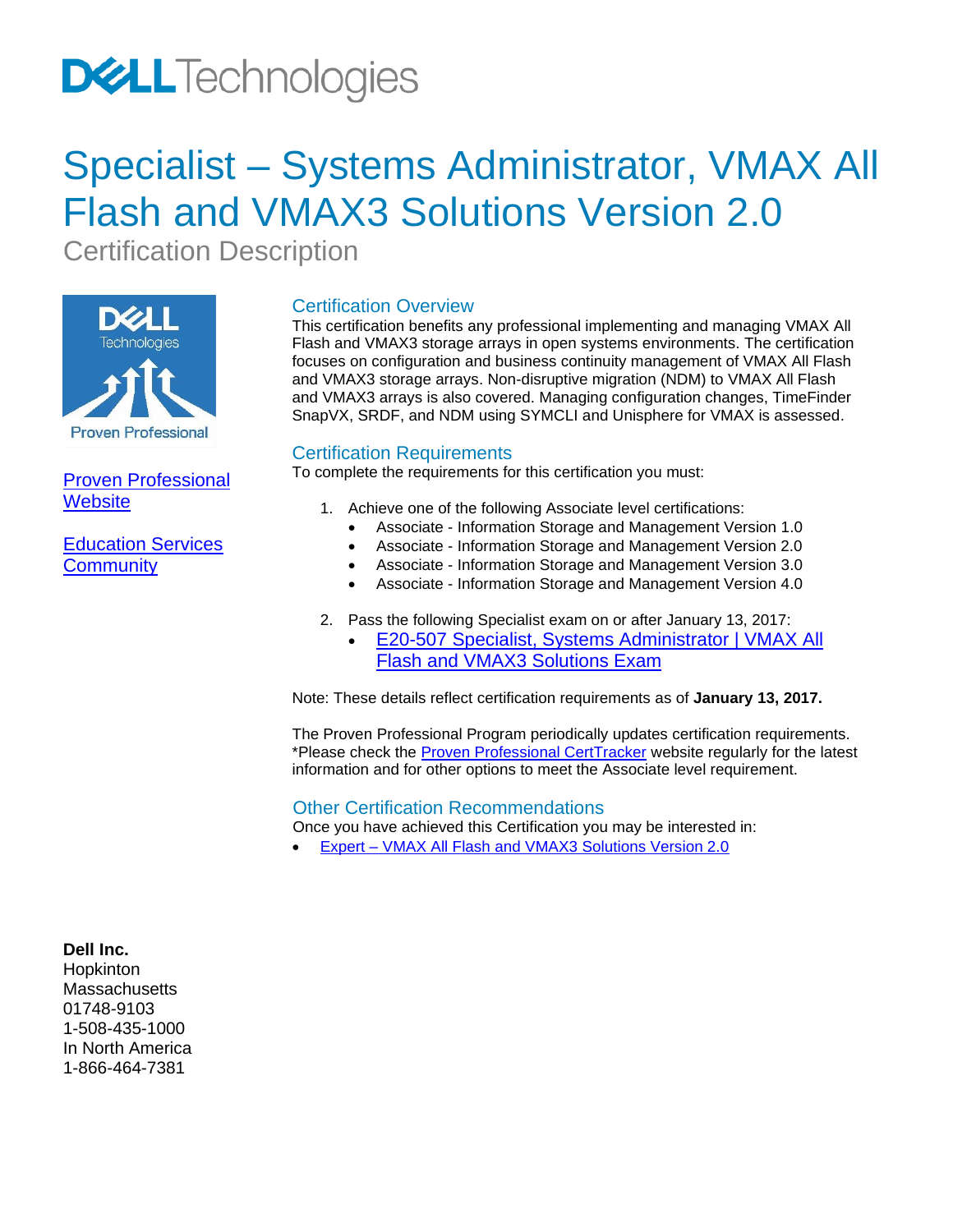# Specialist – Systems Administrator, VMAX All Flash and VMAX3 Solutions Version 2.0

Certification Description

Proven Professional

[Proven Professional Website]

[Education Services Community]

## Certification Overview

This certification benefits any professional implementing and managing VMAX All Flash and VMAX3 storage arrays in open systems environments. The certification focuses on configuration and business continuity management of VMAX All Flash and VMAX3 storage arrays. Non-disruptive migration (NDM) to VMAX All Flash and VMAX3 arrays is also covered. Managing configuration changes, TimeFinder SnapVX, SRDF, and NDM using SYMCLI and Unisphere for VMAX is assessed.

## Certification Requirements

To complete the requirements for this certification you must:

1. Achieve one of the following Associate level certifications:
   - Associate - Information Storage and Management Version 1.0
   - Associate - Information Storage and Management Version 2.0
   - Associate - Information Storage and Management Version 3.0
   - Associate - Information Storage and Management Version 4.0

2. Pass the following Specialist exam on or after January 13, 2017:
   - E20-507 Specialist, Systems Administrator | VMAX All Flash and VMAX3 Solutions Exam

Note: These details reflect certification requirements as of **January 13, 2017.**

The Proven Professional Program periodically updates certification requirements. *Please check the Proven Professional CertTracker website regularly for the latest information and for other options to meet the Associate level requirement.

## Other Certification Recommendations

Once you have achieved this Certification you may be interested in:

- Expert – VMAX All Flash and VMAX3 Solutions Version 2.0

**Dell Inc.**
Hopkinton
Massachusetts
01748-9103
1-508-435-1000
In North America
1-866-464-7381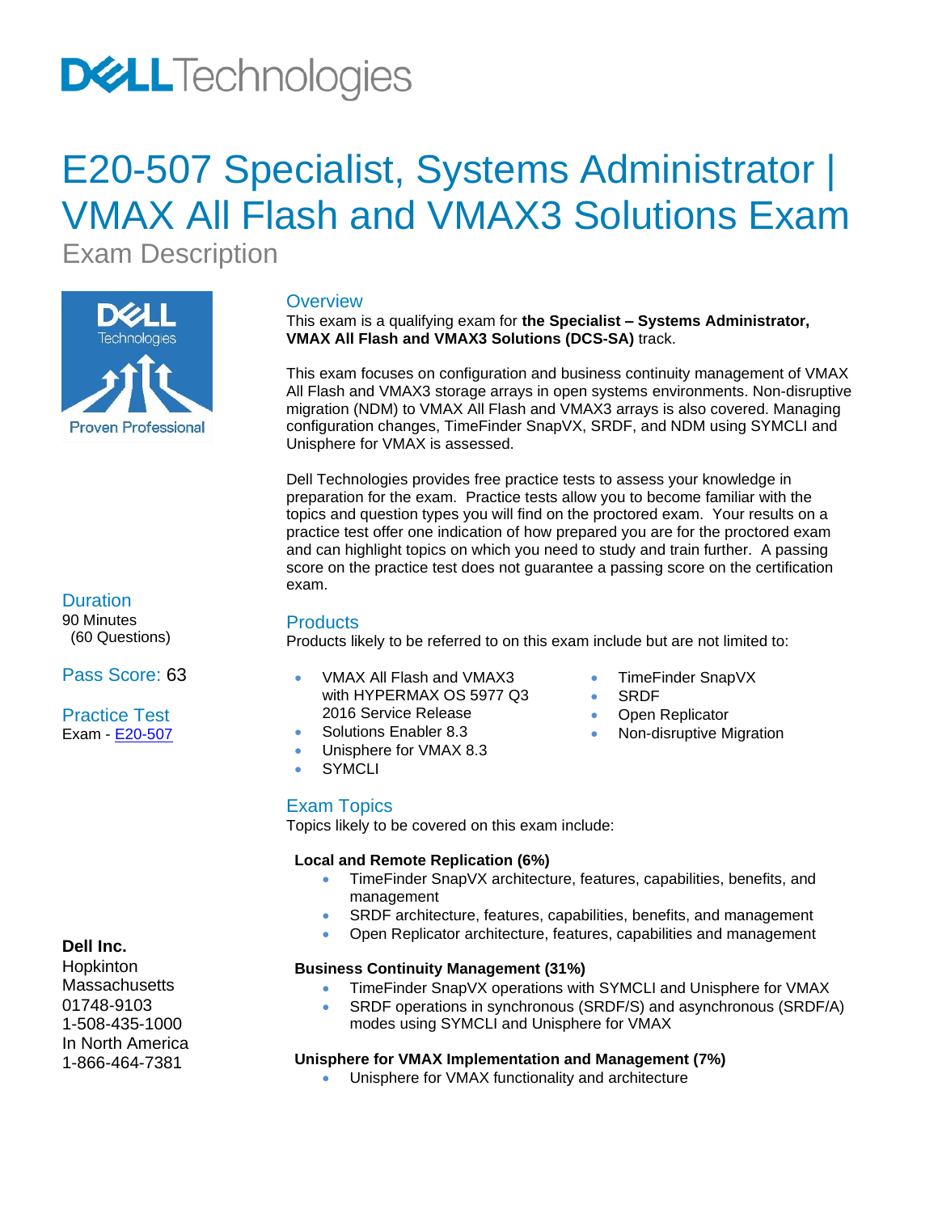# E20-507 Specialist, Systems Administrator | VMAX All Flash and VMAX3 Solutions Exam

## Exam Description

### Overview

This exam is a qualifying exam for **the Specialist – Systems Administrator, VMAX All Flash and VMAX3 Solutions (DCS-SA)** track.

This exam focuses on configuration and business continuity management of VMAX All Flash and VMAX3 storage arrays in open systems environments. Non-disruptive migration (NDM) to VMAX All Flash and VMAX3 arrays is also covered. Managing configuration changes, TimeFinder SnapVX, SRDF, and NDM using SYMCLI and Unisphere for VMAX is assessed.

Dell Technologies provides free practice tests to assess your knowledge in preparation for the exam. Practice tests allow you to become familiar with the topics and question types you will find on the proctored exam. Your results on a practice test offer one indication of how prepared you are for the proctored exam and can highlight topics on which you need to study and train further. A passing score on the practice test does not guarantee a passing score on the certification exam.

### Duration

90 Minutes
(60 Questions)

### Pass Score: 63

### Practice Test

Exam - [E20-507]

### Products

Products likely to be referred to on this exam include but are not limited to:

- VMAX All Flash and VMAX3 with HYPERMAX OS 5977 Q3 2016 Service Release
- Solutions Enabler 8.3
- Unisphere for VMAX 8.3
- SYMCLI
- TimeFinder SnapVX
- SRDF
- Open Replicator
- Non-disruptive Migration

### Exam Topics

Topics likely to be covered on this exam include:

**Local and Remote Replication (6%)**

- TimeFinder SnapVX architecture, features, capabilities, benefits, and management
- SRDF architecture, features, capabilities, benefits, and management
- Open Replicator architecture, features, capabilities and management

**Business Continuity Management (31%)**

- TimeFinder SnapVX operations with SYMCLI and Unisphere for VMAX
- SRDF operations in synchronous (SRDF/S) and asynchronous (SRDF/A) modes using SYMCLI and Unisphere for VMAX

**Unisphere for VMAX Implementation and Management (7%)**

- Unisphere for VMAX functionality and architecture

**Dell Inc.**
Hopkinton
Massachusetts
01748-9103
1-508-435-1000
In North America
1-866-464-7381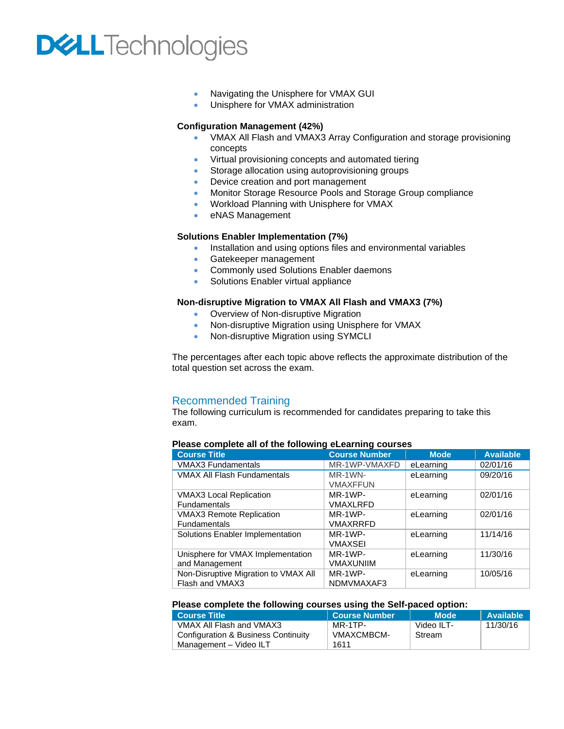- Navigating the Unisphere for VMAX GUI
- Unisphere for VMAX administration

**Configuration Management (42%)**

- VMAX All Flash and VMAX3 Array Configuration and storage provisioning concepts
- Virtual provisioning concepts and automated tiering
- Storage allocation using autoprovisioning groups
- Device creation and port management
- Monitor Storage Resource Pools and Storage Group compliance
- Workload Planning with Unisphere for VMAX
- eNAS Management

**Solutions Enabler Implementation (7%)**

- Installation and using options files and environmental variables
- Gatekeeper management
- Commonly used Solutions Enabler daemons
- Solutions Enabler virtual appliance

**Non-disruptive Migration to VMAX All Flash and VMAX3 (7%)**

- Overview of Non-disruptive Migration
- Non-disruptive Migration using Unisphere for VMAX
- Non-disruptive Migration using SYMCLI

The percentages after each topic above reflects the approximate distribution of the total question set across the exam.

## Recommended Training

The following curriculum is recommended for candidates preparing to take this exam.

**Please complete all of the following eLearning courses**

| Course Title | Course Number | Mode | Available |
|---|---|---|---|
| VMAX3 Fundamentals | MR-1WP-VMAXFD | eLearning | 02/01/16 |
| VMAX All Flash Fundamentals | MR-1WN-VMAXFFUN | eLearning | 09/20/16 |
| VMAX3 Local Replication Fundamentals | MR-1WP-VMAXLRFD | eLearning | 02/01/16 |
| VMAX3 Remote Replication Fundamentals | MR-1WP-VMAXRRFD | eLearning | 02/01/16 |
| Solutions Enabler Implementation | MR-1WP-VMAXSEI | eLearning | 11/14/16 |
| Unisphere for VMAX Implementation and Management | MR-1WP-VMAXUNIIM | eLearning | 11/30/16 |
| Non-Disruptive Migration to VMAX All Flash and VMAX3 | MR-1WP-NDMVMAXAF3 | eLearning | 10/05/16 |

**Please complete the following courses using the Self-paced option:**

| Course Title | Course Number | Mode | Available |
|---|---|---|---|
| VMAX All Flash and VMAX3 Configuration & Business Continuity Management – Video ILT | MR-1TP-VMAXCMBCM-1611 | Video ILT-Stream | 11/30/16 |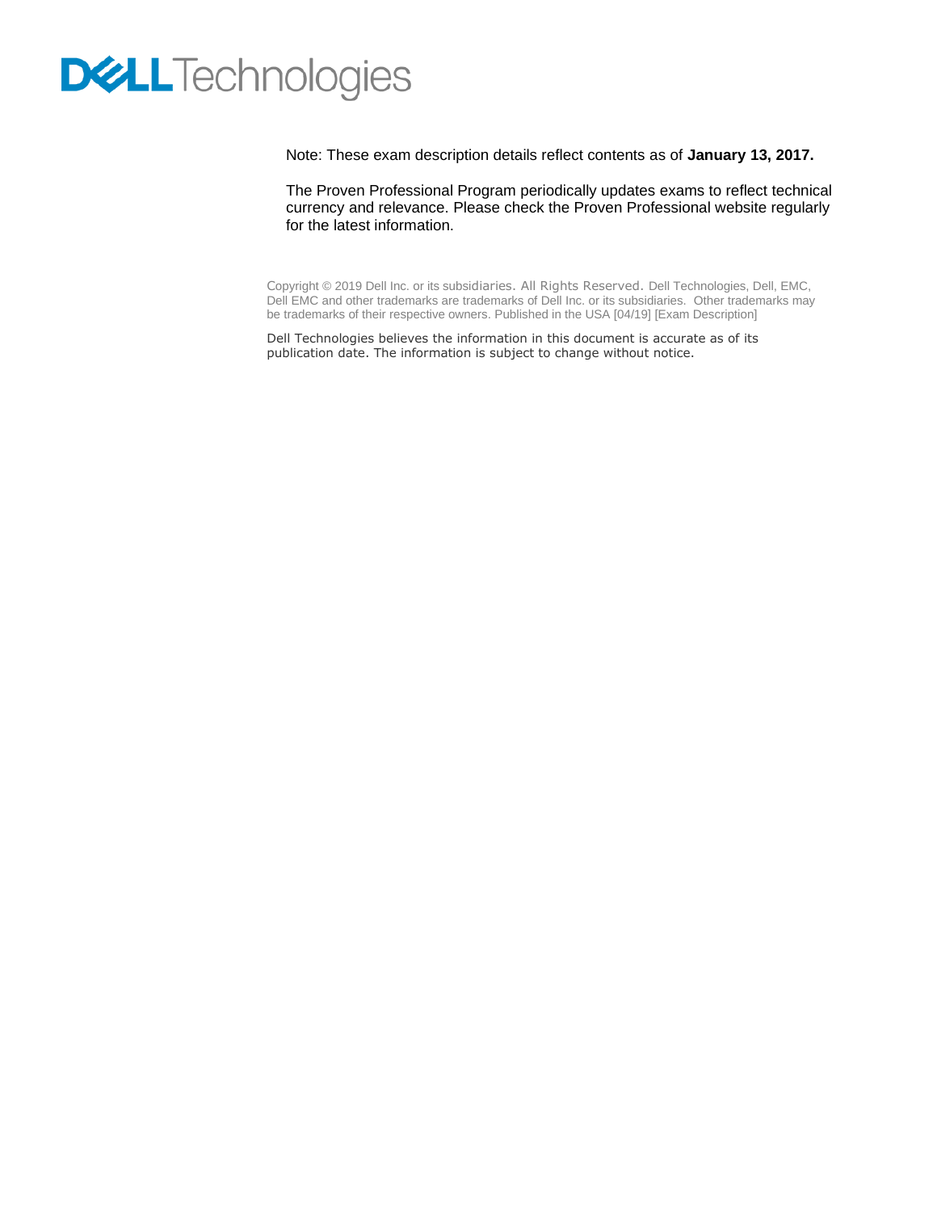Note: These exam description details reflect contents as of **January 13, 2017.**

The Proven Professional Program periodically updates exams to reflect technical currency and relevance. Please check the Proven Professional website regularly for the latest information.

Copyright © 2019 Dell Inc. or its subsidiaries. All Rights Reserved. Dell Technologies, Dell, EMC, Dell EMC and other trademarks are trademarks of Dell Inc. or its subsidiaries. Other trademarks may be trademarks of their respective owners. Published in the USA [04/19] [Exam Description]

Dell Technologies believes the information in this document is accurate as of its publication date. The information is subject to change without notice.